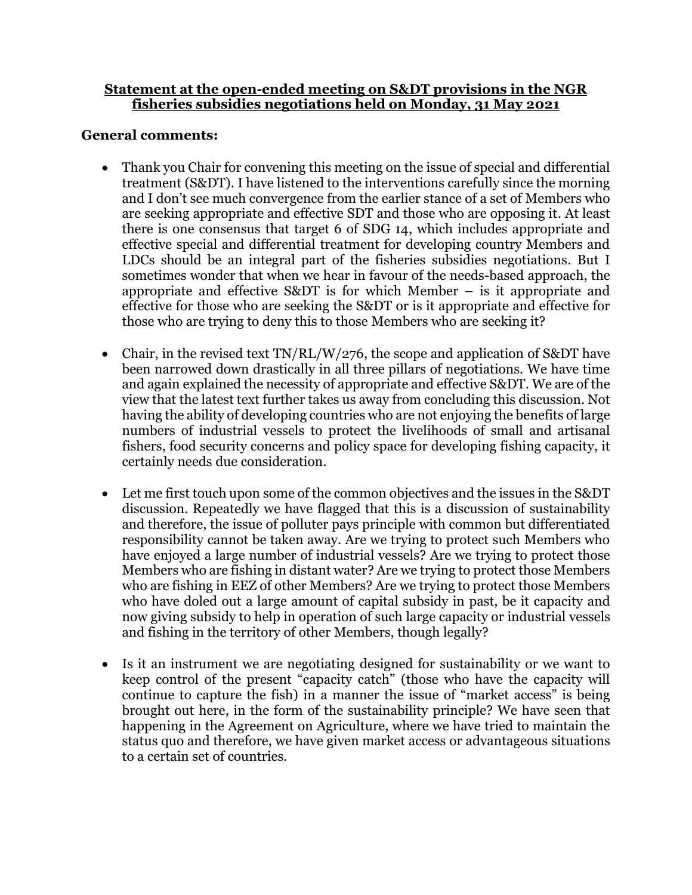**Statement at the open-ended meeting on S&DT provisions in the NGR fisheries subsidies negotiations held on Monday, 31 May 2021**

## General comments:

- Thank you Chair for convening this meeting on the issue of special and differential treatment (S&DT). I have listened to the interventions carefully since the morning and I don't see much convergence from the earlier stance of a set of Members who are seeking appropriate and effective SDT and those who are opposing it. At least there is one consensus that target 6 of SDG 14, which includes appropriate and effective special and differential treatment for developing country Members and LDCs should be an integral part of the fisheries subsidies negotiations. But I sometimes wonder that when we hear in favour of the needs-based approach, the appropriate and effective S&DT is for which Member – is it appropriate and effective for those who are seeking the S&DT or is it appropriate and effective for those who are trying to deny this to those Members who are seeking it?

- Chair, in the revised text TN/RL/W/276, the scope and application of S&DT have been narrowed down drastically in all three pillars of negotiations. We have time and again explained the necessity of appropriate and effective S&DT. We are of the view that the latest text further takes us away from concluding this discussion. Not having the ability of developing countries who are not enjoying the benefits of large numbers of industrial vessels to protect the livelihoods of small and artisanal fishers, food security concerns and policy space for developing fishing capacity, it certainly needs due consideration.

- Let me first touch upon some of the common objectives and the issues in the S&DT discussion. Repeatedly we have flagged that this is a discussion of sustainability and therefore, the issue of polluter pays principle with common but differentiated responsibility cannot be taken away. Are we trying to protect such Members who have enjoyed a large number of industrial vessels? Are we trying to protect those Members who are fishing in distant water? Are we trying to protect those Members who are fishing in EEZ of other Members? Are we trying to protect those Members who have doled out a large amount of capital subsidy in past, be it capacity and now giving subsidy to help in operation of such large capacity or industrial vessels and fishing in the territory of other Members, though legally?

- Is it an instrument we are negotiating designed for sustainability or we want to keep control of the present "capacity catch" (those who have the capacity will continue to capture the fish) in a manner the issue of "market access" is being brought out here, in the form of the sustainability principle? We have seen that happening in the Agreement on Agriculture, where we have tried to maintain the status quo and therefore, we have given market access or advantageous situations to a certain set of countries.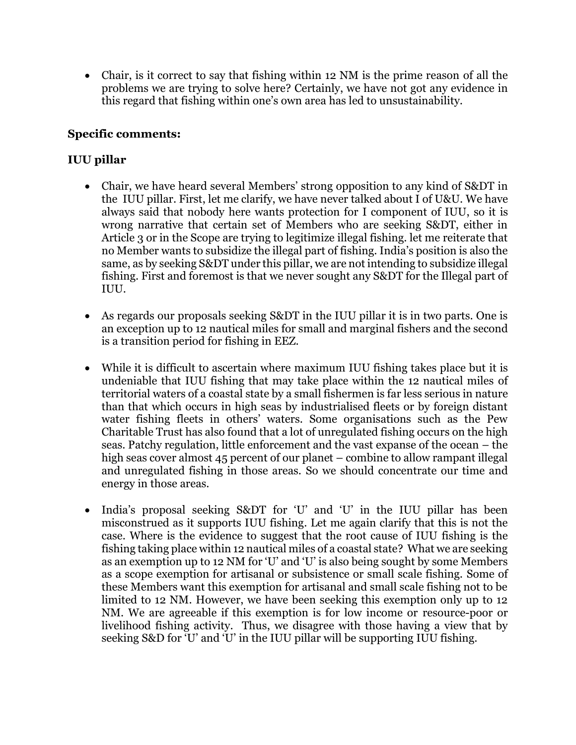- Chair, is it correct to say that fishing within 12 NM is the prime reason of all the problems we are trying to solve here? Certainly, we have not got any evidence in this regard that fishing within one's own area has led to unsustainability.

**Specific comments:**

**IUU pillar**

- Chair, we have heard several Members' strong opposition to any kind of S&DT in the IUU pillar. First, let me clarify, we have never talked about I of U&U. We have always said that nobody here wants protection for I component of IUU, so it is wrong narrative that certain set of Members who are seeking S&DT, either in Article 3 or in the Scope are trying to legitimize illegal fishing. let me reiterate that no Member wants to subsidize the illegal part of fishing. India's position is also the same, as by seeking S&DT under this pillar, we are not intending to subsidize illegal fishing. First and foremost is that we never sought any S&DT for the Illegal part of IUU.

- As regards our proposals seeking S&DT in the IUU pillar it is in two parts. One is an exception up to 12 nautical miles for small and marginal fishers and the second is a transition period for fishing in EEZ.

- While it is difficult to ascertain where maximum IUU fishing takes place but it is undeniable that IUU fishing that may take place within the 12 nautical miles of territorial waters of a coastal state by a small fishermen is far less serious in nature than that which occurs in high seas by industrialised fleets or by foreign distant water fishing fleets in others' waters. Some organisations such as the Pew Charitable Trust has also found that a lot of unregulated fishing occurs on the high seas. Patchy regulation, little enforcement and the vast expanse of the ocean – the high seas cover almost 45 percent of our planet – combine to allow rampant illegal and unregulated fishing in those areas. So we should concentrate our time and energy in those areas.

- India's proposal seeking S&DT for 'U' and 'U' in the IUU pillar has been misconstrued as it supports IUU fishing. Let me again clarify that this is not the case. Where is the evidence to suggest that the root cause of IUU fishing is the fishing taking place within 12 nautical miles of a coastal state? What we are seeking as an exemption up to 12 NM for 'U' and 'U' is also being sought by some Members as a scope exemption for artisanal or subsistence or small scale fishing. Some of these Members want this exemption for artisanal and small scale fishing not to be limited to 12 NM. However, we have been seeking this exemption only up to 12 NM. We are agreeable if this exemption is for low income or resource-poor or livelihood fishing activity. Thus, we disagree with those having a view that by seeking S&D for 'U' and 'U' in the IUU pillar will be supporting IUU fishing.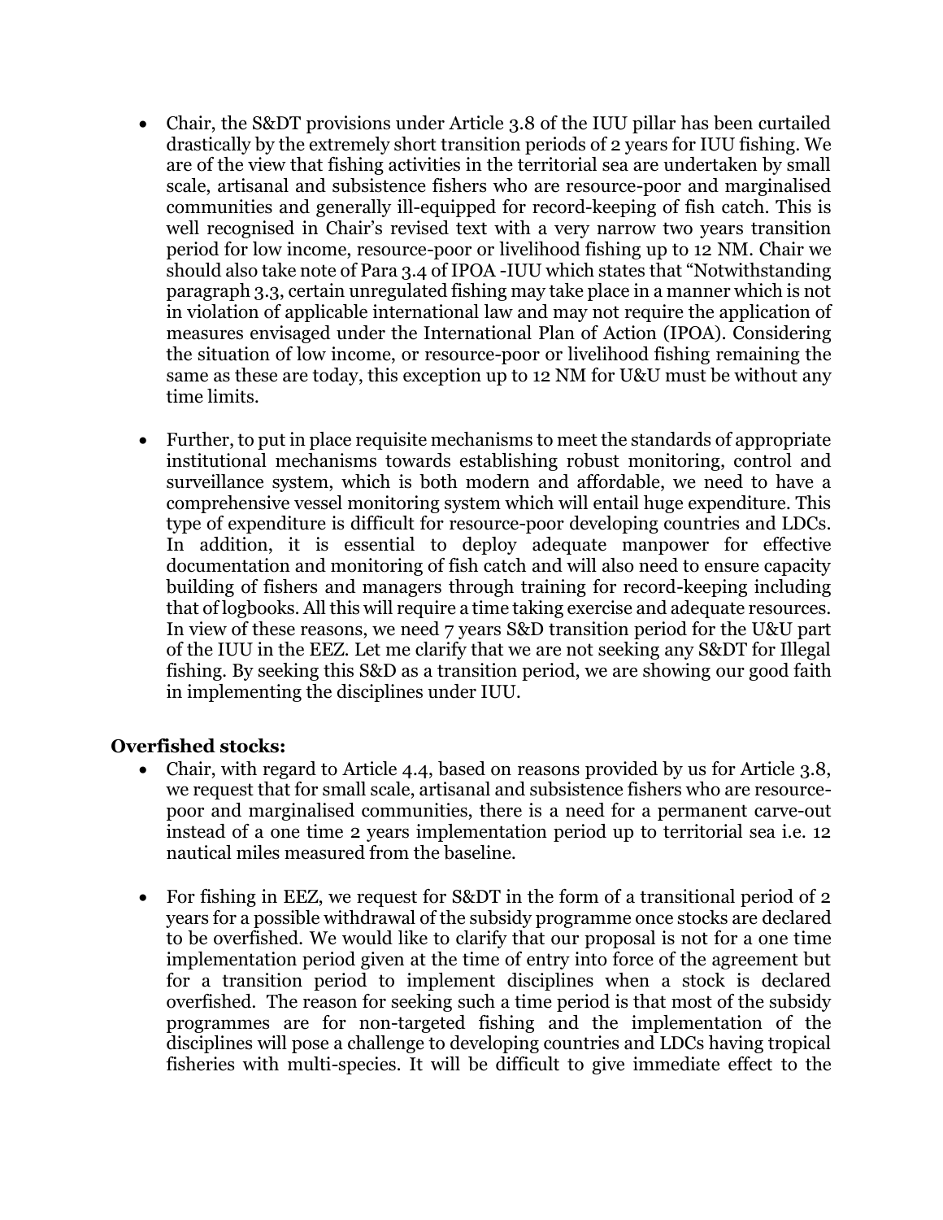- Chair, the S&DT provisions under Article 3.8 of the IUU pillar has been curtailed drastically by the extremely short transition periods of 2 years for IUU fishing. We are of the view that fishing activities in the territorial sea are undertaken by small scale, artisanal and subsistence fishers who are resource-poor and marginalised communities and generally ill-equipped for record-keeping of fish catch. This is well recognised in Chair's revised text with a very narrow two years transition period for low income, resource-poor or livelihood fishing up to 12 NM. Chair we should also take note of Para 3.4 of IPOA -IUU which states that "Notwithstanding paragraph 3.3, certain unregulated fishing may take place in a manner which is not in violation of applicable international law and may not require the application of measures envisaged under the International Plan of Action (IPOA). Considering the situation of low income, or resource-poor or livelihood fishing remaining the same as these are today, this exception up to 12 NM for U&U must be without any time limits.

- Further, to put in place requisite mechanisms to meet the standards of appropriate institutional mechanisms towards establishing robust monitoring, control and surveillance system, which is both modern and affordable, we need to have a comprehensive vessel monitoring system which will entail huge expenditure. This type of expenditure is difficult for resource-poor developing countries and LDCs. In addition, it is essential to deploy adequate manpower for effective documentation and monitoring of fish catch and will also need to ensure capacity building of fishers and managers through training for record-keeping including that of logbooks. All this will require a time taking exercise and adequate resources. In view of these reasons, we need 7 years S&D transition period for the U&U part of the IUU in the EEZ. Let me clarify that we are not seeking any S&DT for Illegal fishing. By seeking this S&D as a transition period, we are showing our good faith in implementing the disciplines under IUU.

**Overfished stocks:**

- Chair, with regard to Article 4.4, based on reasons provided by us for Article 3.8, we request that for small scale, artisanal and subsistence fishers who are resource-poor and marginalised communities, there is a need for a permanent carve-out instead of a one time 2 years implementation period up to territorial sea i.e. 12 nautical miles measured from the baseline.

- For fishing in EEZ, we request for S&DT in the form of a transitional period of 2 years for a possible withdrawal of the subsidy programme once stocks are declared to be overfished. We would like to clarify that our proposal is not for a one time implementation period given at the time of entry into force of the agreement but for a transition period to implement disciplines when a stock is declared overfished. The reason for seeking such a time period is that most of the subsidy programmes are for non-targeted fishing and the implementation of the disciplines will pose a challenge to developing countries and LDCs having tropical fisheries with multi-species. It will be difficult to give immediate effect to the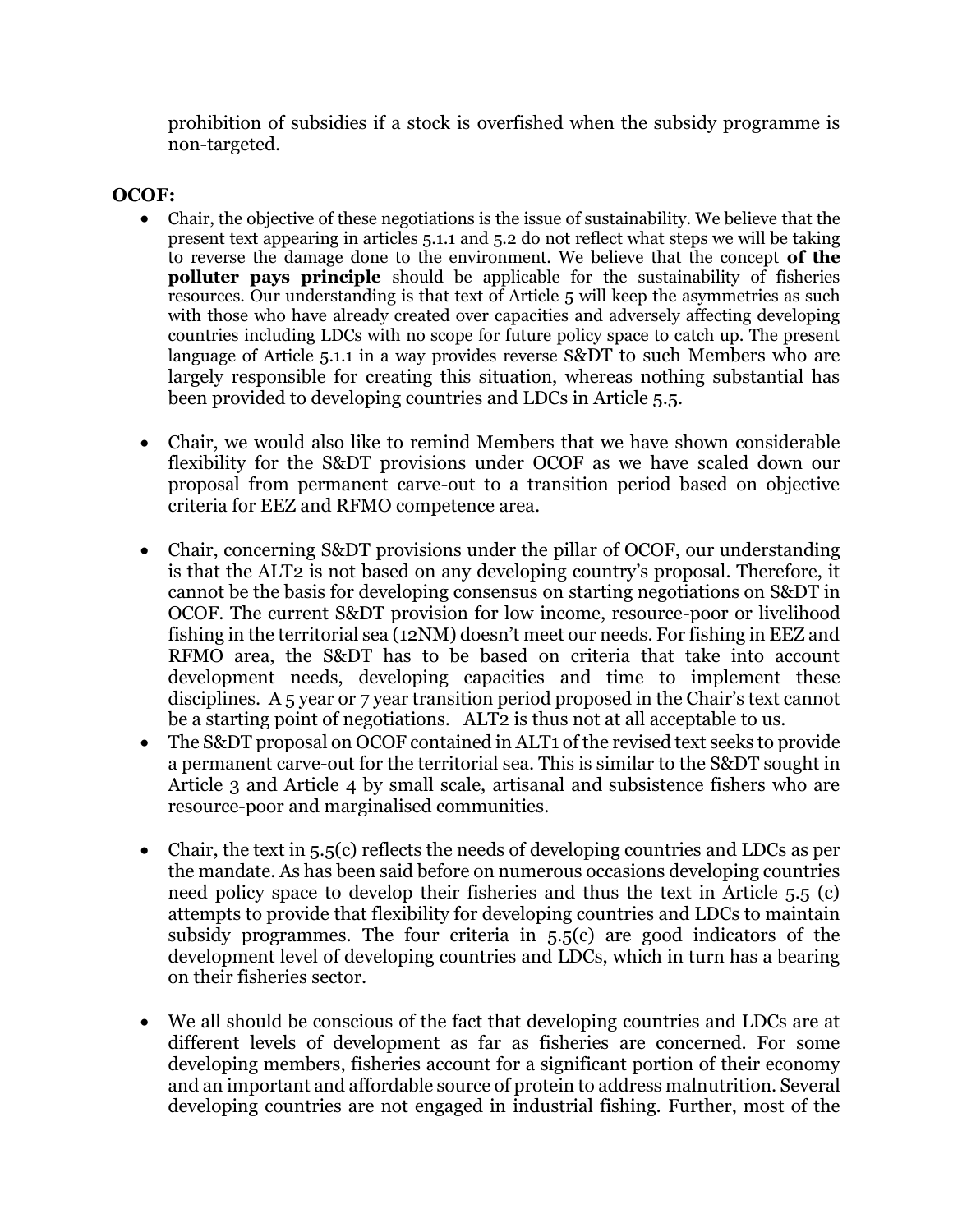prohibition of subsidies if a stock is overfished when the subsidy programme is non-targeted.

**OCOF:**

- Chair, the objective of these negotiations is the issue of sustainability. We believe that the present text appearing in articles 5.1.1 and 5.2 do not reflect what steps we will be taking to reverse the damage done to the environment. We believe that the concept **of the polluter pays principle** should be applicable for the sustainability of fisheries resources. Our understanding is that text of Article 5 will keep the asymmetries as such with those who have already created over capacities and adversely affecting developing countries including LDCs with no scope for future policy space to catch up. The present language of Article 5.1.1 in a way provides reverse S&DT to such Members who are largely responsible for creating this situation, whereas nothing substantial has been provided to developing countries and LDCs in Article 5.5.

- Chair, we would also like to remind Members that we have shown considerable flexibility for the S&DT provisions under OCOF as we have scaled down our proposal from permanent carve-out to a transition period based on objective criteria for EEZ and RFMO competence area.

- Chair, concerning S&DT provisions under the pillar of OCOF, our understanding is that the ALT2 is not based on any developing country's proposal. Therefore, it cannot be the basis for developing consensus on starting negotiations on S&DT in OCOF. The current S&DT provision for low income, resource-poor or livelihood fishing in the territorial sea (12NM) doesn't meet our needs. For fishing in EEZ and RFMO area, the S&DT has to be based on criteria that take into account development needs, developing capacities and time to implement these disciplines. A 5 year or 7 year transition period proposed in the Chair's text cannot be a starting point of negotiations. ALT2 is thus not at all acceptable to us.
- The S&DT proposal on OCOF contained in ALT1 of the revised text seeks to provide a permanent carve-out for the territorial sea. This is similar to the S&DT sought in Article 3 and Article 4 by small scale, artisanal and subsistence fishers who are resource-poor and marginalised communities.

- Chair, the text in 5.5(c) reflects the needs of developing countries and LDCs as per the mandate. As has been said before on numerous occasions developing countries need policy space to develop their fisheries and thus the text in Article 5.5 (c) attempts to provide that flexibility for developing countries and LDCs to maintain subsidy programmes. The four criteria in 5.5(c) are good indicators of the development level of developing countries and LDCs, which in turn has a bearing on their fisheries sector.

- We all should be conscious of the fact that developing countries and LDCs are at different levels of development as far as fisheries are concerned. For some developing members, fisheries account for a significant portion of their economy and an important and affordable source of protein to address malnutrition. Several developing countries are not engaged in industrial fishing. Further, most of the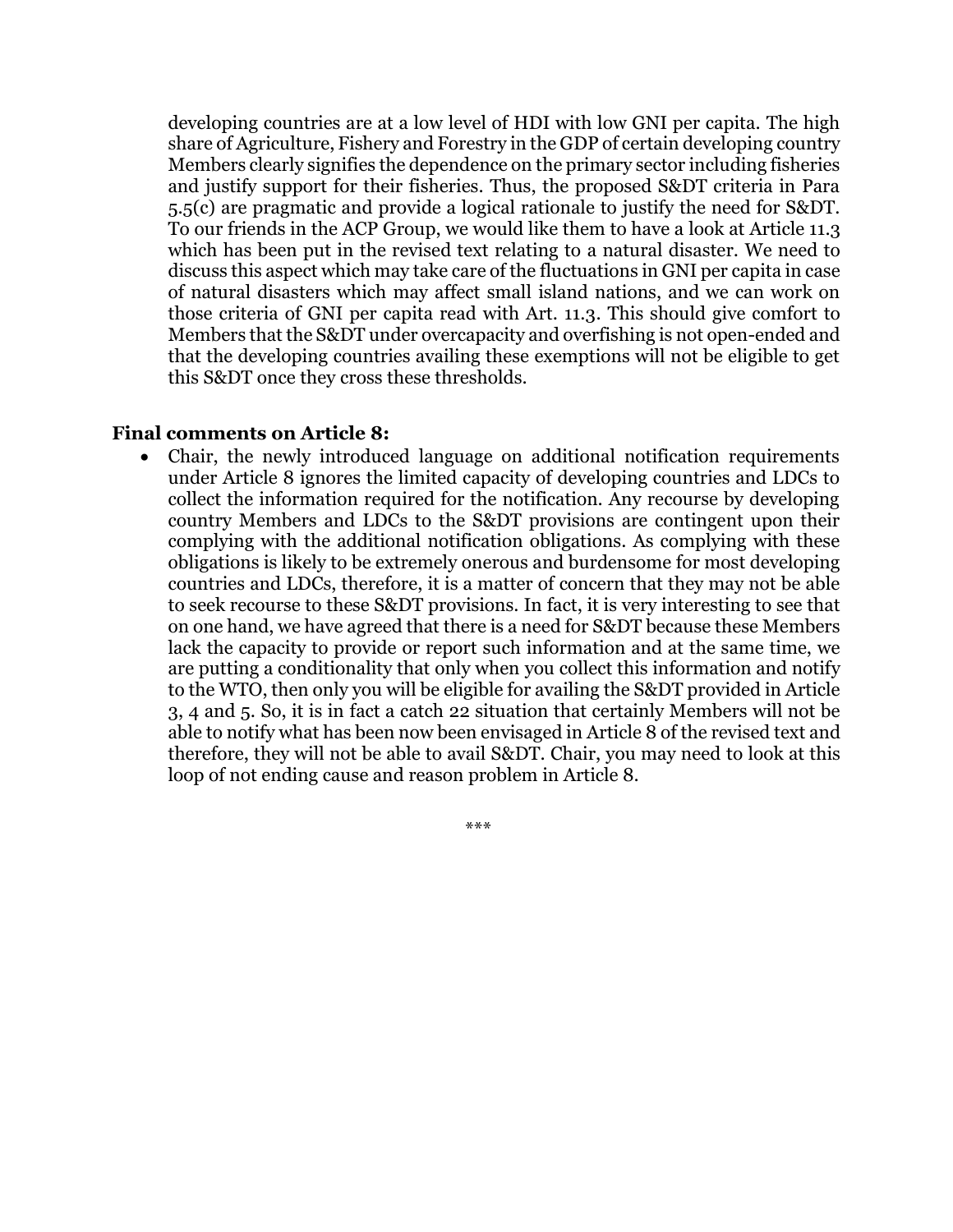developing countries are at a low level of HDI with low GNI per capita. The high share of Agriculture, Fishery and Forestry in the GDP of certain developing country Members clearly signifies the dependence on the primary sector including fisheries and justify support for their fisheries. Thus, the proposed S&DT criteria in Para 5.5(c) are pragmatic and provide a logical rationale to justify the need for S&DT. To our friends in the ACP Group, we would like them to have a look at Article 11.3 which has been put in the revised text relating to a natural disaster. We need to discuss this aspect which may take care of the fluctuations in GNI per capita in case of natural disasters which may affect small island nations, and we can work on those criteria of GNI per capita read with Art. 11.3. This should give comfort to Members that the S&DT under overcapacity and overfishing is not open-ended and that the developing countries availing these exemptions will not be eligible to get this S&DT once they cross these thresholds.

**Final comments on Article 8:**

- Chair, the newly introduced language on additional notification requirements under Article 8 ignores the limited capacity of developing countries and LDCs to collect the information required for the notification. Any recourse by developing country Members and LDCs to the S&DT provisions are contingent upon their complying with the additional notification obligations. As complying with these obligations is likely to be extremely onerous and burdensome for most developing countries and LDCs, therefore, it is a matter of concern that they may not be able to seek recourse to these S&DT provisions. In fact, it is very interesting to see that on one hand, we have agreed that there is a need for S&DT because these Members lack the capacity to provide or report such information and at the same time, we are putting a conditionality that only when you collect this information and notify to the WTO, then only you will be eligible for availing the S&DT provided in Article 3, 4 and 5. So, it is in fact a catch 22 situation that certainly Members will not be able to notify what has been now been envisaged in Article 8 of the revised text and therefore, they will not be able to avail S&DT. Chair, you may need to look at this loop of not ending cause and reason problem in Article 8.

***